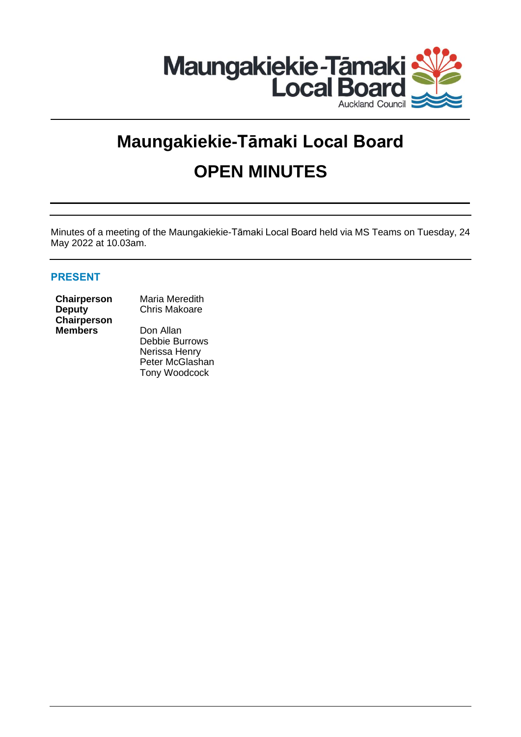# Maungakiekie-Tāmaki Local Board

# OPEN MINUTES

Minutes of a meeting of the Maungakiekie-Tāmaki Local Board held via MS Teams on Tuesday, 24 May 2022 at 10.03am.

## PRESENT

| | |
|---|---|
| **Chairperson** | Maria Meredith |
| **Deputy Chairperson** | Chris Makoare |
| **Members** | Don Allan |
| | Debbie Burrows |
| | Nerissa Henry |
| | Peter McGlashan |
| | Tony Woodcock |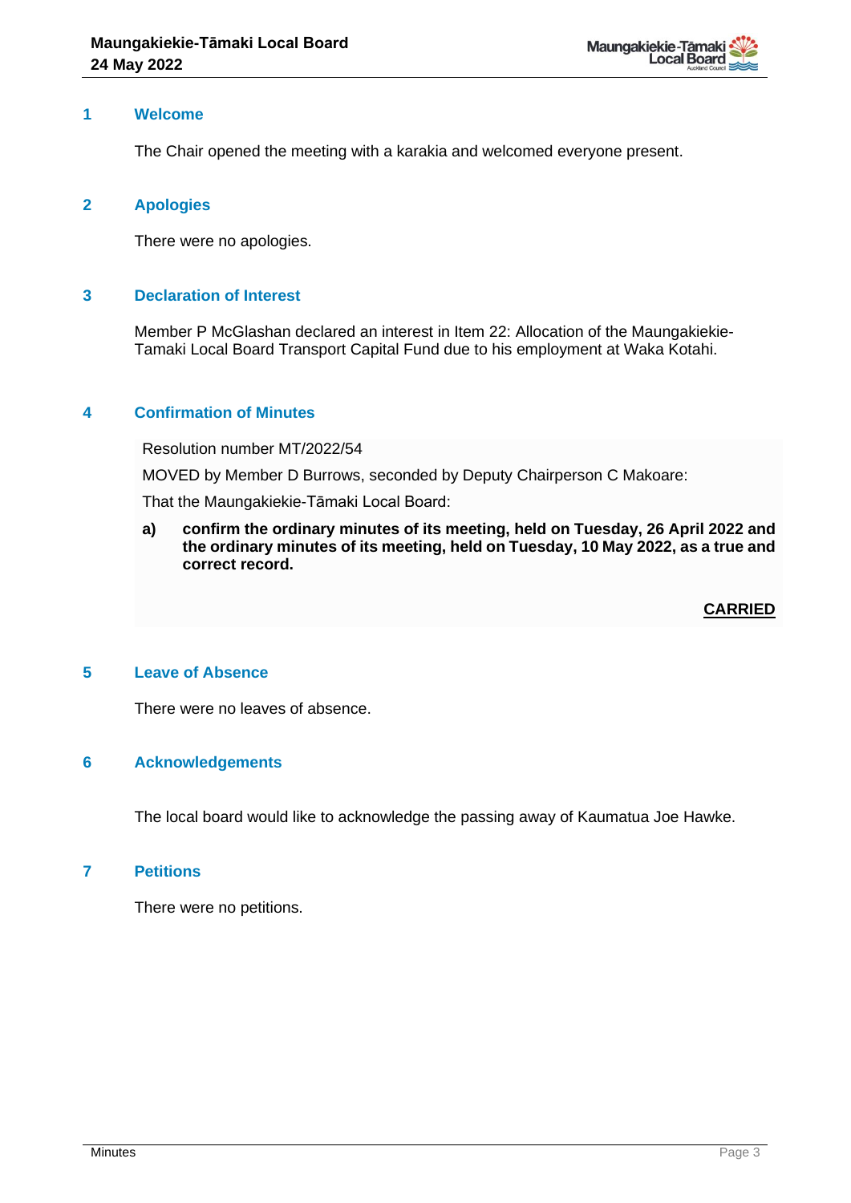## 1 Welcome

The Chair opened the meeting with a karakia and welcomed everyone present.

## 2 Apologies

There were no apologies.

## 3 Declaration of Interest

Member P McGlashan declared an interest in Item 22: Allocation of the Maungakiekie-Tamaki Local Board Transport Capital Fund due to his employment at Waka Kotahi.

## 4 Confirmation of Minutes

Resolution number MT/2022/54

MOVED by Member D Burrows, seconded by Deputy Chairperson C Makoare:

That the Maungakiekie-Tāmaki Local Board:

**a) confirm the ordinary minutes of its meeting, held on Tuesday, 26 April 2022 and the ordinary minutes of its meeting, held on Tuesday, 10 May 2022, as a true and correct record.**

**CARRIED**

## 5 Leave of Absence

There were no leaves of absence.

## 6 Acknowledgements

The local board would like to acknowledge the passing away of Kaumatua Joe Hawke.

## 7 Petitions

There were no petitions.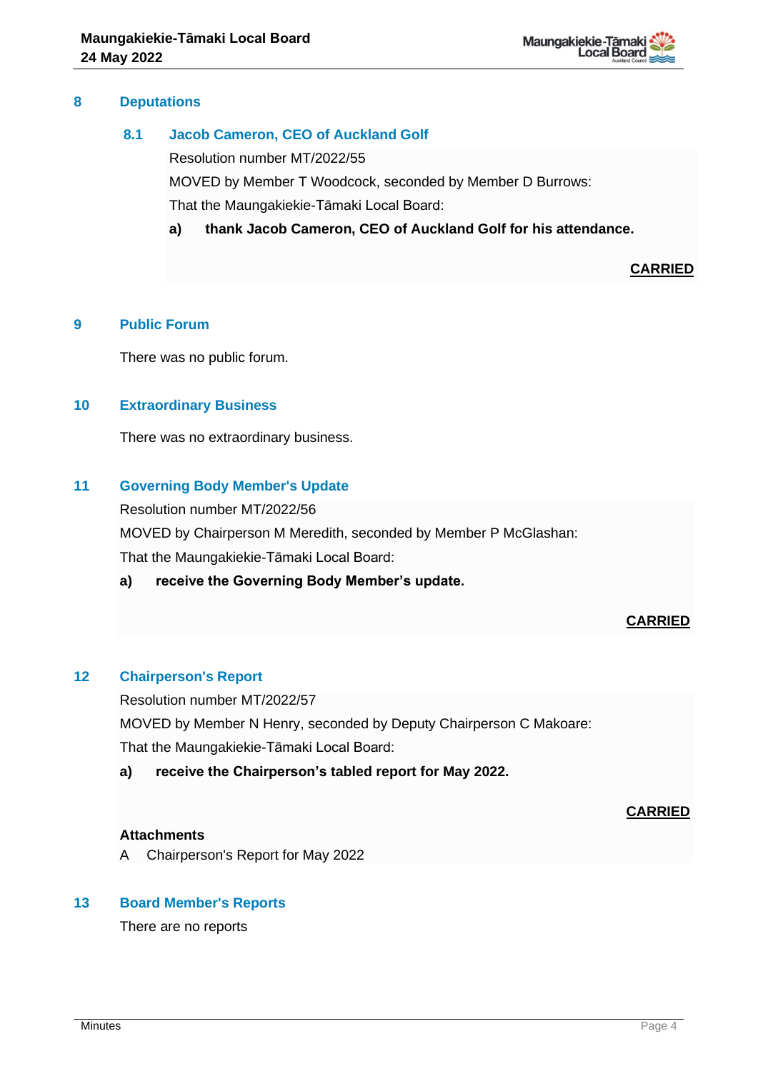## 8 Deputations

### 8.1 Jacob Cameron, CEO of Auckland Golf

Resolution number MT/2022/55

MOVED by Member T Woodcock, seconded by Member D Burrows:

That the Maungakiekie-Tāmaki Local Board:

**a) thank Jacob Cameron, CEO of Auckland Golf for his attendance.**

**CARRIED**

## 9 Public Forum

There was no public forum.

## 10 Extraordinary Business

There was no extraordinary business.

## 11 Governing Body Member's Update

Resolution number MT/2022/56

MOVED by Chairperson M Meredith, seconded by Member P McGlashan:

That the Maungakiekie-Tāmaki Local Board:

**a) receive the Governing Body Member's update.**

**CARRIED**

## 12 Chairperson's Report

Resolution number MT/2022/57

MOVED by Member N Henry, seconded by Deputy Chairperson C Makoare:

That the Maungakiekie-Tāmaki Local Board:

**a) receive the Chairperson's tabled report for May 2022.**

**CARRIED**

**Attachments**

A Chairperson's Report for May 2022

## 13 Board Member's Reports

There are no reports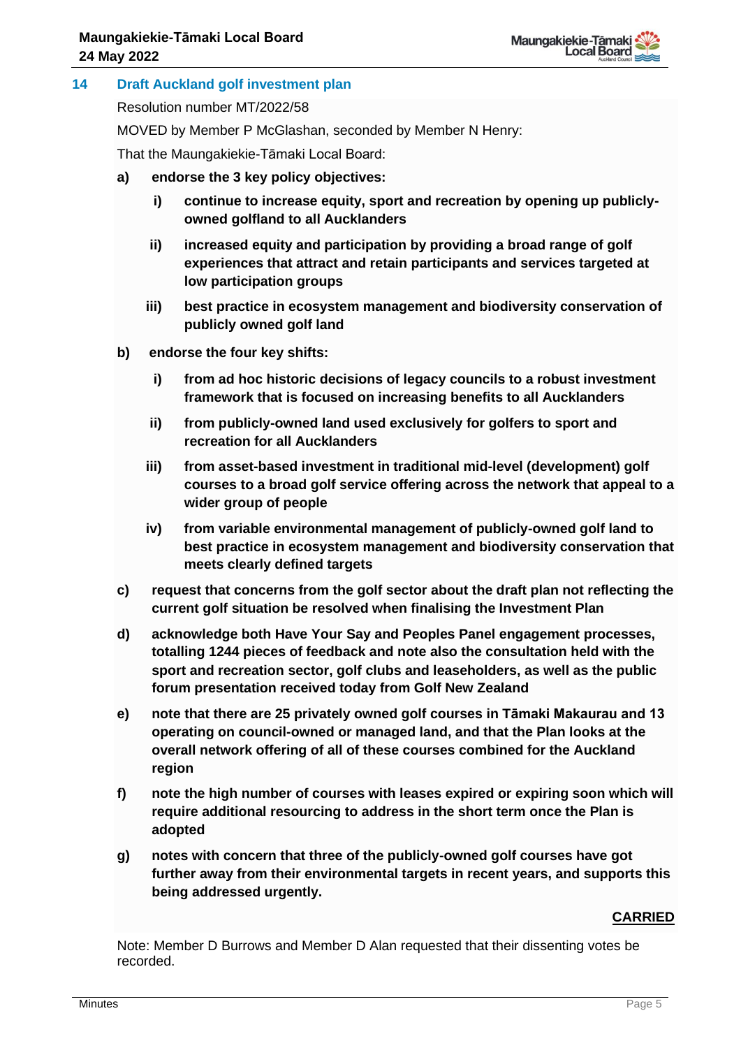## 14 Draft Auckland golf investment plan

Resolution number MT/2022/58

MOVED by Member P McGlashan, seconded by Member N Henry:

That the Maungakiekie-Tāmaki Local Board:

a) **endorse the 3 key policy objectives:**

   i) **continue to increase equity, sport and recreation by opening up publicly-owned golfland to all Aucklanders**

   ii) **increased equity and participation by providing a broad range of golf experiences that attract and retain participants and services targeted at low participation groups**

   iii) **best practice in ecosystem management and biodiversity conservation of publicly owned golf land**

b) **endorse the four key shifts:**

   i) **from ad hoc historic decisions of legacy councils to a robust investment framework that is focused on increasing benefits to all Aucklanders**

   ii) **from publicly-owned land used exclusively for golfers to sport and recreation for all Aucklanders**

   iii) **from asset-based investment in traditional mid-level (development) golf courses to a broad golf service offering across the network that appeal to a wider group of people**

   iv) **from variable environmental management of publicly-owned golf land to best practice in ecosystem management and biodiversity conservation that meets clearly defined targets**

c) **request that concerns from the golf sector about the draft plan not reflecting the current golf situation be resolved when finalising the Investment Plan**

d) **acknowledge both Have Your Say and Peoples Panel engagement processes, totalling 1244 pieces of feedback and note also the consultation held with the sport and recreation sector, golf clubs and leaseholders, as well as the public forum presentation received today from Golf New Zealand**

e) **note that there are 25 privately owned golf courses in Tāmaki Makaurau and 13 operating on council-owned or managed land, and that the Plan looks at the overall network offering of all of these courses combined for the Auckland region**

f) **note the high number of courses with leases expired or expiring soon which will require additional resourcing to address in the short term once the Plan is adopted**

g) **notes with concern that three of the publicly-owned golf courses have got further away from their environmental targets in recent years, and supports this being addressed urgently.**

**CARRIED**

Note: Member D Burrows and Member D Alan requested that their dissenting votes be recorded.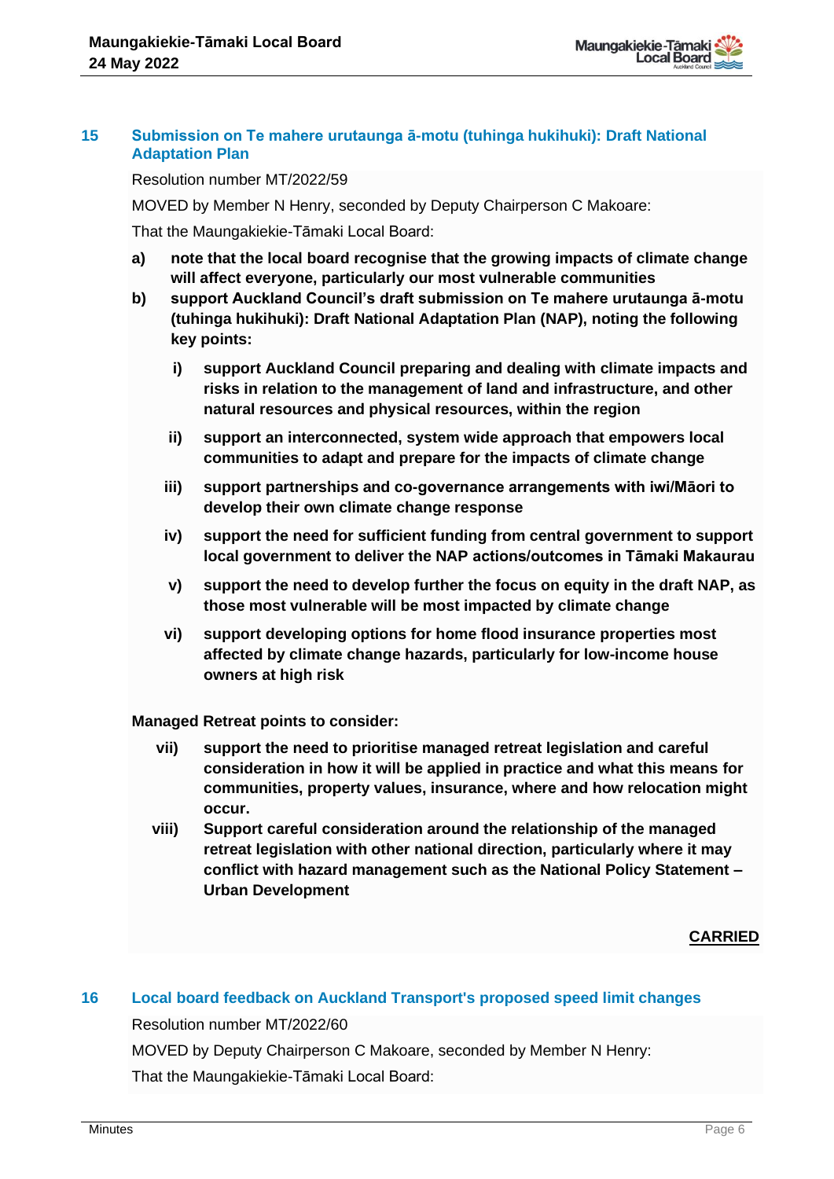## 15 Submission on Te mahere urutaunga ā-motu (tuhinga hukihuki): Draft National Adaptation Plan

Resolution number MT/2022/59

MOVED by Member N Henry, seconded by Deputy Chairperson C Makoare:

That the Maungakiekie-Tāmaki Local Board:

**a) note that the local board recognise that the growing impacts of climate change will affect everyone, particularly our most vulnerable communities**

**b) support Auckland Council's draft submission on Te mahere urutaunga ā-motu (tuhinga hukihuki): Draft National Adaptation Plan (NAP), noting the following key points:**

**i) support Auckland Council preparing and dealing with climate impacts and risks in relation to the management of land and infrastructure, and other natural resources and physical resources, within the region**

**ii) support an interconnected, system wide approach that empowers local communities to adapt and prepare for the impacts of climate change**

**iii) support partnerships and co-governance arrangements with iwi/Māori to develop their own climate change response**

**iv) support the need for sufficient funding from central government to support local government to deliver the NAP actions/outcomes in Tāmaki Makaurau**

**v) support the need to develop further the focus on equity in the draft NAP, as those most vulnerable will be most impacted by climate change**

**vi) support developing options for home flood insurance properties most affected by climate change hazards, particularly for low-income house owners at high risk**

**Managed Retreat points to consider:**

**vii) support the need to prioritise managed retreat legislation and careful consideration in how it will be applied in practice and what this means for communities, property values, insurance, where and how relocation might occur.**

**viii) Support careful consideration around the relationship of the managed retreat legislation with other national direction, particularly where it may conflict with hazard management such as the National Policy Statement – Urban Development**

**CARRIED**

## 16 Local board feedback on Auckland Transport's proposed speed limit changes

Resolution number MT/2022/60

MOVED by Deputy Chairperson C Makoare, seconded by Member N Henry:

That the Maungakiekie-Tāmaki Local Board: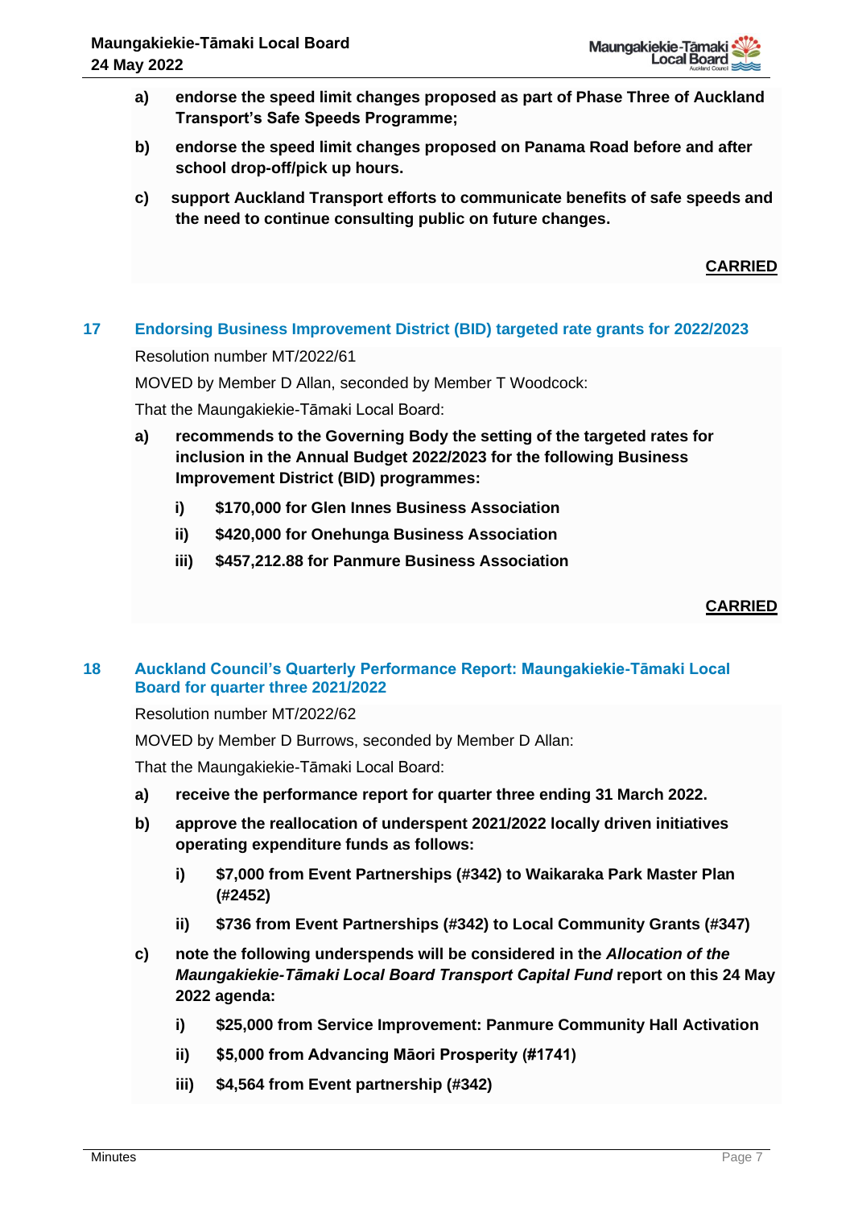a) **endorse the speed limit changes proposed as part of Phase Three of Auckland Transport's Safe Speeds Programme;**

b) **endorse the speed limit changes proposed on Panama Road before and after school drop-off/pick up hours.**

c) **support Auckland Transport efforts to communicate benefits of safe speeds and the need to continue consulting public on future changes.**

**CARRIED**

## 17 Endorsing Business Improvement District (BID) targeted rate grants for 2022/2023

Resolution number MT/2022/61

MOVED by Member D Allan, seconded by Member T Woodcock:

That the Maungakiekie-Tāmaki Local Board:

a) **recommends to the Governing Body the setting of the targeted rates for inclusion in the Annual Budget 2022/2023 for the following Business Improvement District (BID) programmes:**

   i) **$170,000 for Glen Innes Business Association**

   ii) **$420,000 for Onehunga Business Association**

   iii) **$457,212.88 for Panmure Business Association**

**CARRIED**

## 18 Auckland Council's Quarterly Performance Report: Maungakiekie-Tāmaki Local Board for quarter three 2021/2022

Resolution number MT/2022/62

MOVED by Member D Burrows, seconded by Member D Allan:

That the Maungakiekie-Tāmaki Local Board:

a) **receive the performance report for quarter three ending 31 March 2022.**

b) **approve the reallocation of underspent 2021/2022 locally driven initiatives operating expenditure funds as follows:**

   i) **$7,000 from Event Partnerships (#342) to Waikaraka Park Master Plan (#2452)**

   ii) **$736 from Event Partnerships (#342) to Local Community Grants (#347)**

c) **note the following underspends will be considered in the *Allocation of the Maungakiekie-Tāmaki Local Board Transport Capital Fund* report on this 24 May 2022 agenda:**

   i) **$25,000 from Service Improvement: Panmure Community Hall Activation**

   ii) **$5,000 from Advancing Māori Prosperity (#1741)**

   iii) **$4,564 from Event partnership (#342)**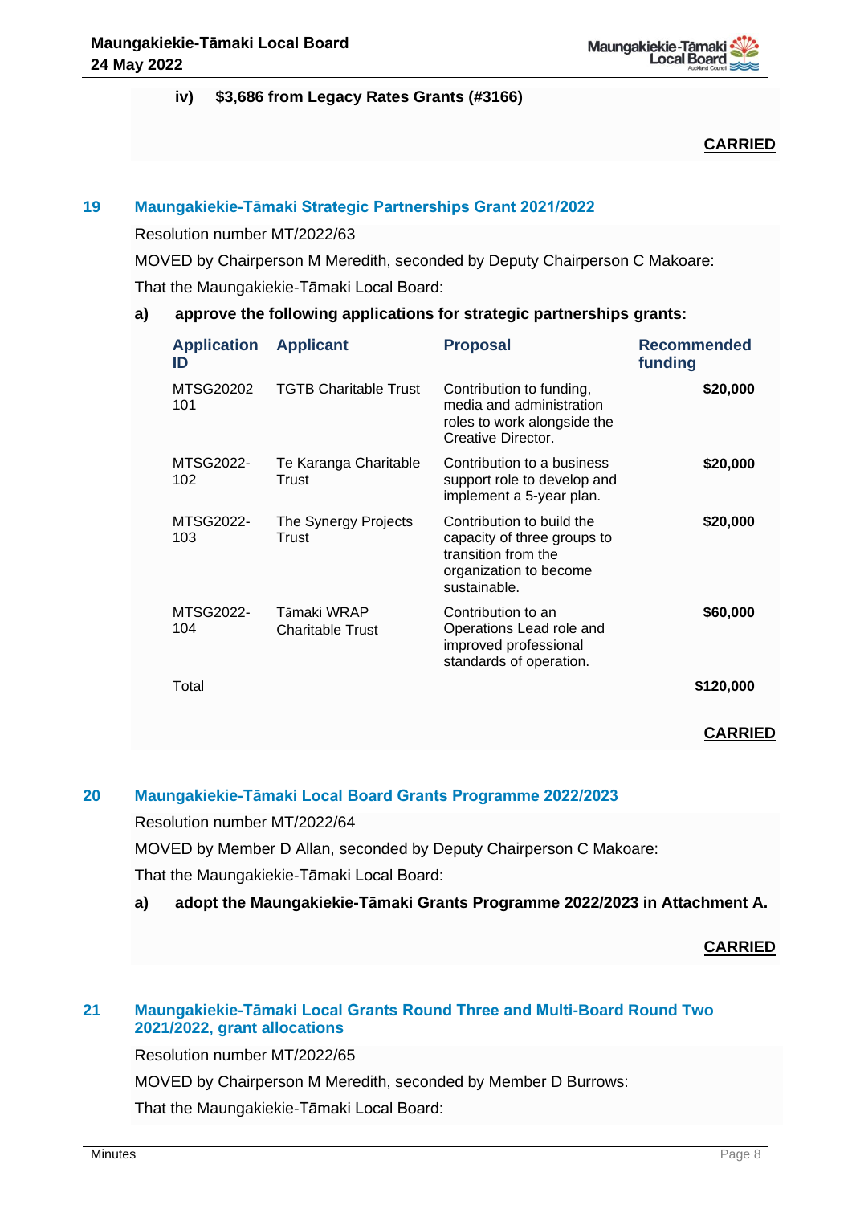iv) **$3,686 from Legacy Rates Grants (#3166)**

**CARRIED**

## 19 Maungakiekie-Tāmaki Strategic Partnerships Grant 2021/2022

Resolution number MT/2022/63

MOVED by Chairperson M Meredith, seconded by Deputy Chairperson C Makoare:

That the Maungakiekie-Tāmaki Local Board:

**a) approve the following applications for strategic partnerships grants:**

| Application ID | Applicant | Proposal | Recommended funding |
|---|---|---|---|
| MTSG20202 101 | TGTB Charitable Trust | Contribution to funding, media and administration roles to work alongside the Creative Director. | **$20,000** |
| MTSG2022-102 | Te Karanga Charitable Trust | Contribution to a business support role to develop and implement a 5-year plan. | **$20,000** |
| MTSG2022-103 | The Synergy Projects Trust | Contribution to build the capacity of three groups to transition from the organization to become sustainable. | **$20,000** |
| MTSG2022-104 | Tāmaki WRAP Charitable Trust | Contribution to an Operations Lead role and improved professional standards of operation. | **$60,000** |
| Total | | | **$120,000** |

**CARRIED**

## 20 Maungakiekie-Tāmaki Local Board Grants Programme 2022/2023

Resolution number MT/2022/64

MOVED by Member D Allan, seconded by Deputy Chairperson C Makoare:

That the Maungakiekie-Tāmaki Local Board:

**a) adopt the Maungakiekie-Tāmaki Grants Programme 2022/2023 in Attachment A.**

**CARRIED**

## 21 Maungakiekie-Tāmaki Local Grants Round Three and Multi-Board Round Two 2021/2022, grant allocations

Resolution number MT/2022/65

MOVED by Chairperson M Meredith, seconded by Member D Burrows:

That the Maungakiekie-Tāmaki Local Board: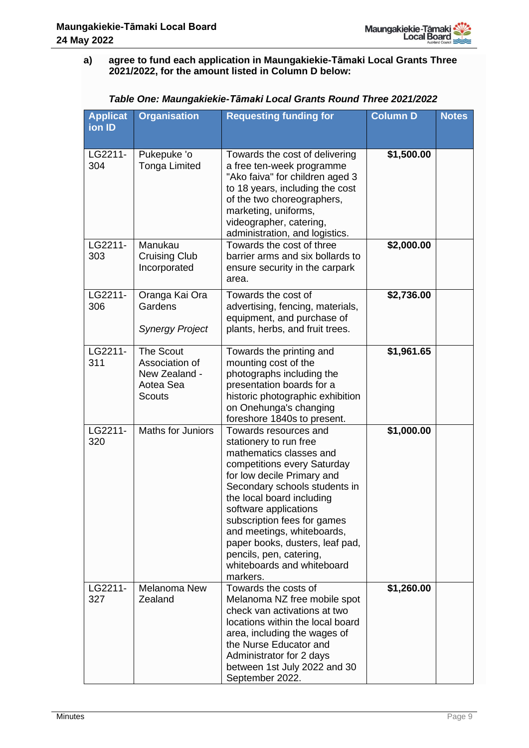a) **agree to fund each application in Maungakiekie-Tāmaki Local Grants Three 2021/2022, for the amount listed in Column D below:**

***Table One: Maungakiekie-Tāmaki Local Grants Round Three 2021/2022***

| Application ID | Organisation | Requesting funding for | Column D | Notes |
|---|---|---|---|---|
| LG2211-304 | Pukepuke 'o Tonga Limited | Towards the cost of delivering a free ten-week programme "Ako faiva" for children aged 3 to 18 years, including the cost of the two choreographers, marketing, uniforms, videographer, catering, administration, and logistics. | **$1,500.00** | |
| LG2211-303 | Manukau Cruising Club Incorporated | Towards the cost of three barrier arms and six bollards to ensure security in the carpark area. | **$2,000.00** | |
| LG2211-306 | Oranga Kai Ora Gardens<br><br>*Synergy Project* | Towards the cost of advertising, fencing, materials, equipment, and purchase of plants, herbs, and fruit trees. | **$2,736.00** | |
| LG2211-311 | The Scout Association of New Zealand - Aotea Sea Scouts | Towards the printing and mounting cost of the photographs including the presentation boards for a historic photographic exhibition on Onehunga's changing foreshore 1840s to present. | **$1,961.65** | |
| LG2211-320 | Maths for Juniors | Towards resources and stationery to run free mathematics classes and competitions every Saturday for low decile Primary and Secondary schools students in the local board including software applications subscription fees for games and meetings, whiteboards, paper books, dusters, leaf pad, pencils, pen, catering, whiteboards and whiteboard markers. | **$1,000.00** | |
| LG2211-327 | Melanoma New Zealand | Towards the costs of Melanoma NZ free mobile spot check van activations at two locations within the local board area, including the wages of the Nurse Educator and Administrator for 2 days between 1st July 2022 and 30 September 2022. | **$1,260.00** | |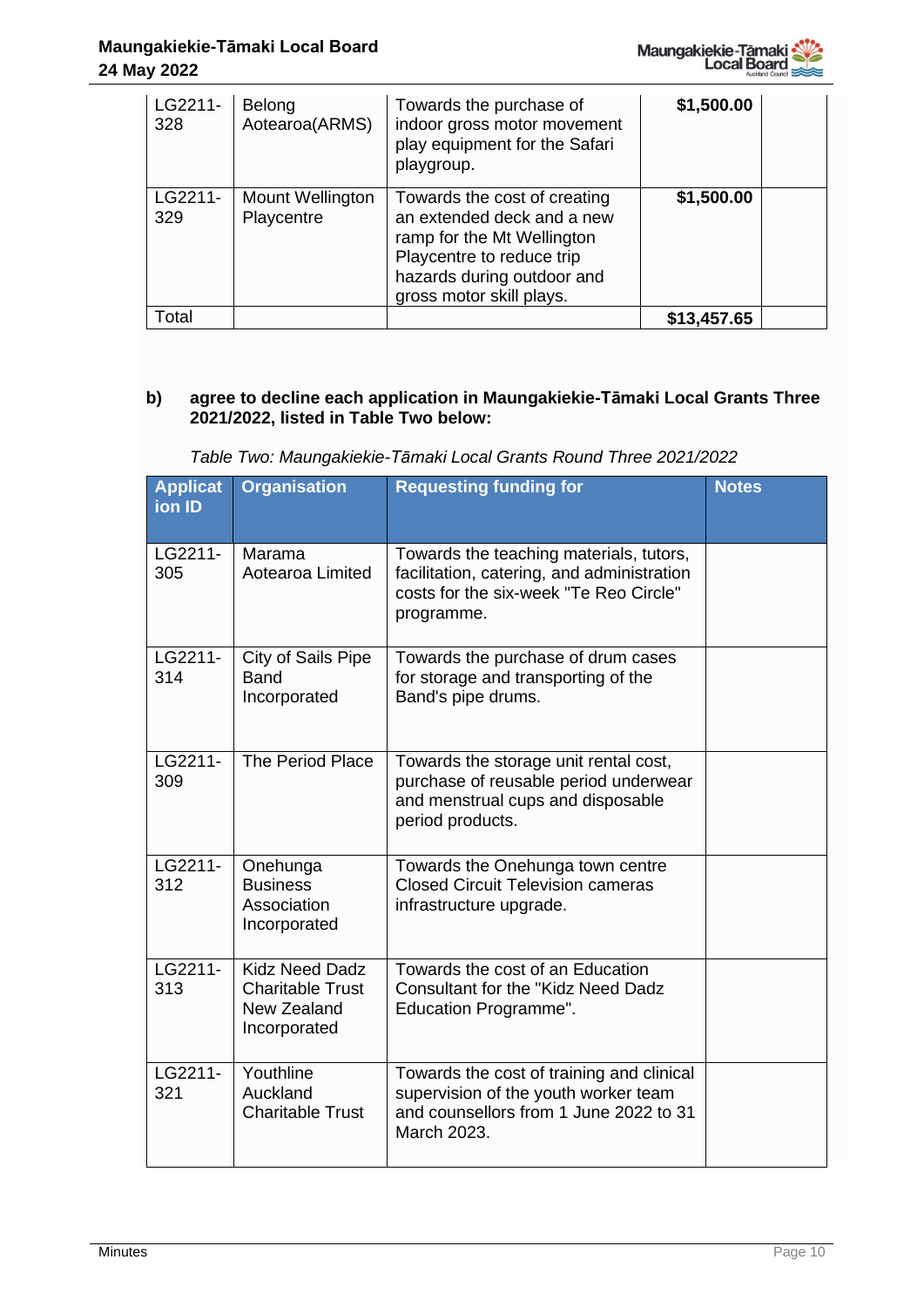| | | | | |
|---|---|---|---|---|
| LG2211-328 | Belong Aotearoa(ARMS) | Towards the purchase of indoor gross motor movement play equipment for the Safari playgroup. | **$1,500.00** | |
| LG2211-329 | Mount Wellington Playcentre | Towards the cost of creating an extended deck and a new ramp for the Mt Wellington Playcentre to reduce trip hazards during outdoor and gross motor skill plays. | **$1,500.00** | |
| Total | | | **$13,457.65** | |

b) **agree to decline each application in Maungakiekie-Tāmaki Local Grants Three 2021/2022, listed in Table Two below:**

*Table Two: Maungakiekie-Tāmaki Local Grants Round Three 2021/2022*

| Application ID | Organisation | Requesting funding for | Notes |
|---|---|---|---|
| LG2211-305 | Marama Aotearoa Limited | Towards the teaching materials, tutors, facilitation, catering, and administration costs for the six-week "Te Reo Circle" programme. | |
| LG2211-314 | City of Sails Pipe Band Incorporated | Towards the purchase of drum cases for storage and transporting of the Band's pipe drums. | |
| LG2211-309 | The Period Place | Towards the storage unit rental cost, purchase of reusable period underwear and menstrual cups and disposable period products. | |
| LG2211-312 | Onehunga Business Association Incorporated | Towards the Onehunga town centre Closed Circuit Television cameras infrastructure upgrade. | |
| LG2211-313 | Kidz Need Dadz Charitable Trust New Zealand Incorporated | Towards the cost of an Education Consultant for the "Kidz Need Dadz Education Programme". | |
| LG2211-321 | Youthline Auckland Charitable Trust | Towards the cost of training and clinical supervision of the youth worker team and counsellors from 1 June 2022 to 31 March 2023. | |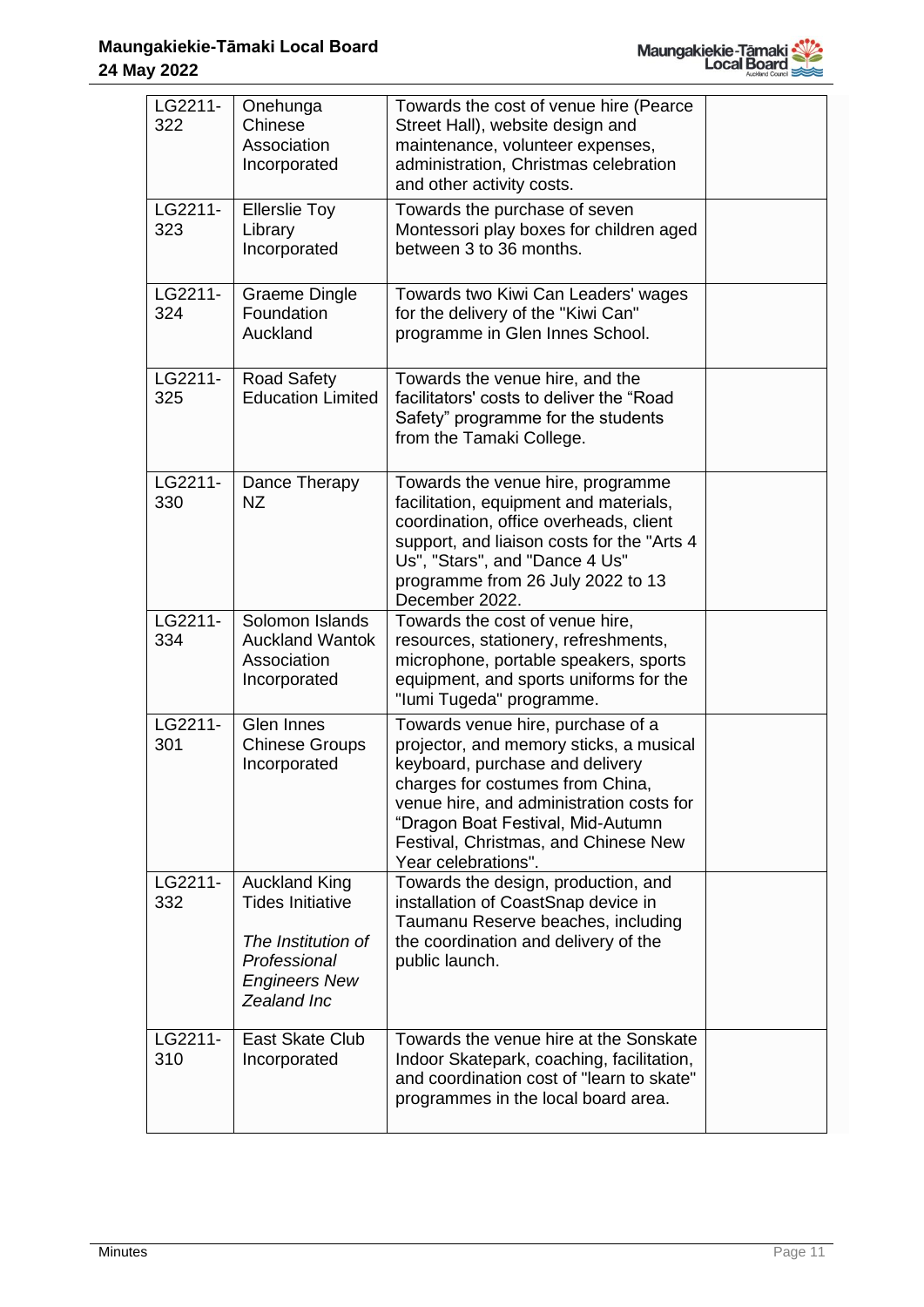| | | | |
|---|---|---|---|
| LG2211-322 | Onehunga Chinese Association Incorporated | Towards the cost of venue hire (Pearce Street Hall), website design and maintenance, volunteer expenses, administration, Christmas celebration and other activity costs. | |
| LG2211-323 | Ellerslie Toy Library Incorporated | Towards the purchase of seven Montessori play boxes for children aged between 3 to 36 months. | |
| LG2211-324 | Graeme Dingle Foundation Auckland | Towards two Kiwi Can Leaders' wages for the delivery of the "Kiwi Can" programme in Glen Innes School. | |
| LG2211-325 | Road Safety Education Limited | Towards the venue hire, and the facilitators' costs to deliver the "Road Safety" programme for the students from the Tamaki College. | |
| LG2211-330 | Dance Therapy NZ | Towards the venue hire, programme facilitation, equipment and materials, coordination, office overheads, client support, and liaison costs for the "Arts 4 Us", "Stars", and "Dance 4 Us" programme from 26 July 2022 to 13 December 2022. | |
| LG2211-334 | Solomon Islands Auckland Wantok Association Incorporated | Towards the cost of venue hire, resources, stationery, refreshments, microphone, portable speakers, sports equipment, and sports uniforms for the "Iumi Tugeda" programme. | |
| LG2211-301 | Glen Innes Chinese Groups Incorporated | Towards venue hire, purchase of a projector, and memory sticks, a musical keyboard, purchase and delivery charges for costumes from China, venue hire, and administration costs for "Dragon Boat Festival, Mid-Autumn Festival, Christmas, and Chinese New Year celebrations". | |
| LG2211-332 | Auckland King Tides Initiative<br><br>*The Institution of Professional Engineers New Zealand Inc* | Towards the design, production, and installation of CoastSnap device in Taumanu Reserve beaches, including the coordination and delivery of the public launch. | |
| LG2211-310 | East Skate Club Incorporated | Towards the venue hire at the Sonskate Indoor Skatepark, coaching, facilitation, and coordination cost of "learn to skate" programmes in the local board area. | |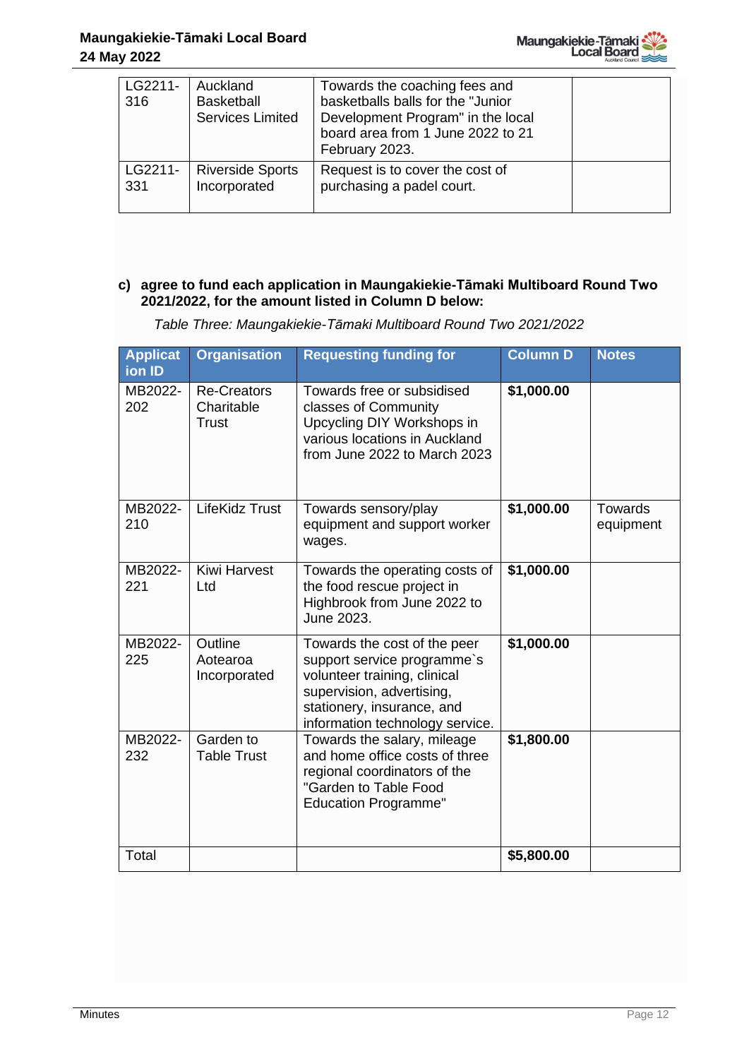| | | | |
|---|---|---|---|
| LG2211-316 | Auckland Basketball Services Limited | Towards the coaching fees and basketballs balls for the "Junior Development Program" in the local board area from 1 June 2022 to 21 February 2023. | |
| LG2211-331 | Riverside Sports Incorporated | Request is to cover the cost of purchasing a padel court. | |

c) **agree to fund each application in Maungakiekie-Tāmaki Multiboard Round Two 2021/2022, for the amount listed in Column D below:**

*Table Three: Maungakiekie-Tāmaki Multiboard Round Two 2021/2022*

| Application ID | Organisation | Requesting funding for | Column D | Notes |
|---|---|---|---|---|
| MB2022-202 | Re-Creators Charitable Trust | Towards free or subsidised classes of Community Upcycling DIY Workshops in various locations in Auckland from June 2022 to March 2023 | **$1,000.00** | |
| MB2022-210 | LifeKidz Trust | Towards sensory/play equipment and support worker wages. | **$1,000.00** | Towards equipment |
| MB2022-221 | Kiwi Harvest Ltd | Towards the operating costs of the food rescue project in Highbrook from June 2022 to June 2023. | **$1,000.00** | |
| MB2022-225 | Outline Aotearoa Incorporated | Towards the cost of the peer support service programme`s volunteer training, clinical supervision, advertising, stationery, insurance, and information technology service. | **$1,000.00** | |
| MB2022-232 | Garden to Table Trust | Towards the salary, mileage and home office costs of three regional coordinators of the "Garden to Table Food Education Programme" | **$1,800.00** | |
| Total | | | **$5,800.00** | |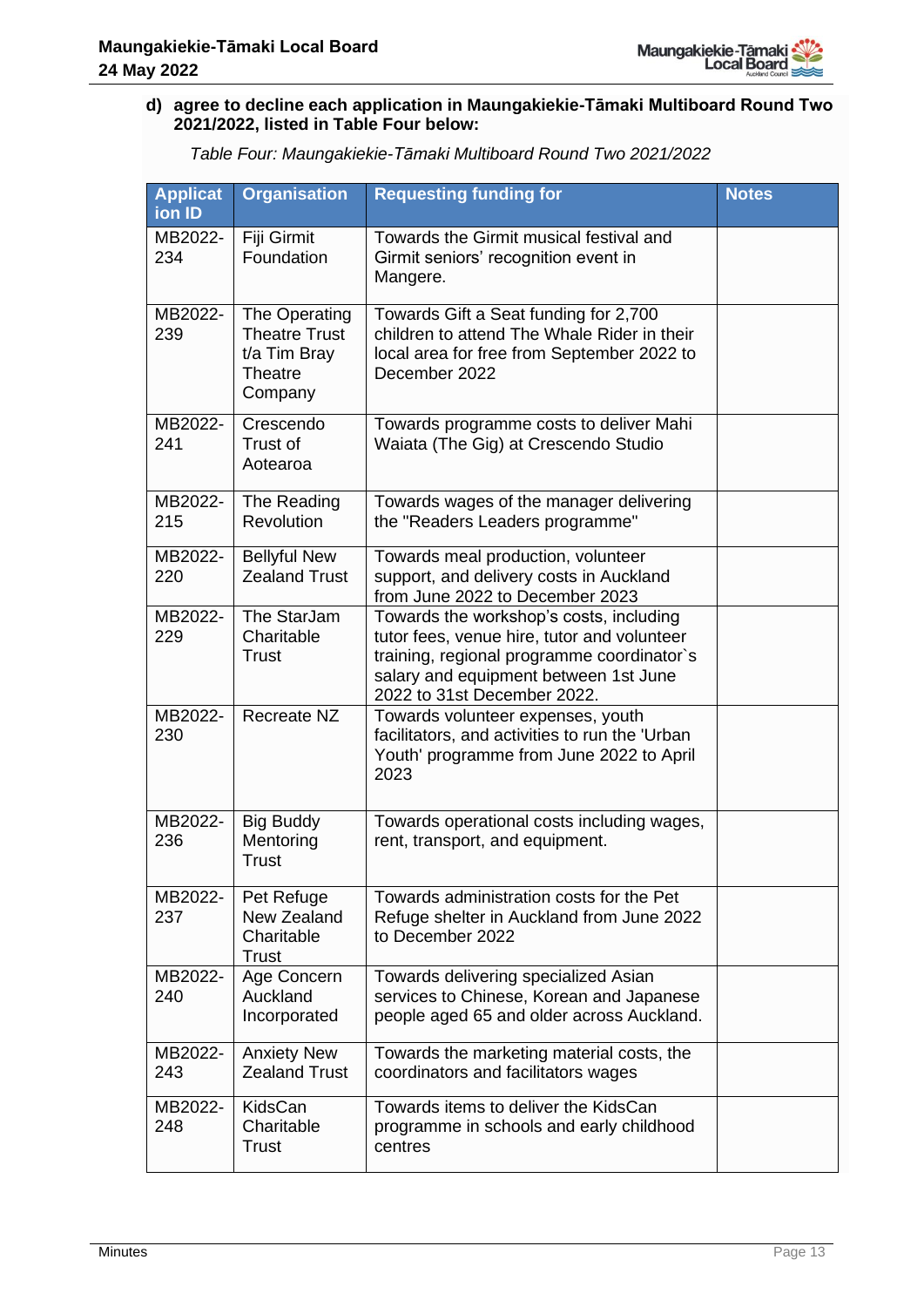d) **agree to decline each application in Maungakiekie-Tāmaki Multiboard Round Two 2021/2022, listed in Table Four below:**

*Table Four: Maungakiekie-Tāmaki Multiboard Round Two 2021/2022*

| Application ID | Organisation | Requesting funding for | Notes |
|---|---|---|---|
| MB2022-234 | Fiji Girmit Foundation | Towards the Girmit musical festival and Girmit seniors' recognition event in Mangere. | |
| MB2022-239 | The Operating Theatre Trust t/a Tim Bray Theatre Company | Towards Gift a Seat funding for 2,700 children to attend The Whale Rider in their local area for free from September 2022 to December 2022 | |
| MB2022-241 | Crescendo Trust of Aotearoa | Towards programme costs to deliver Mahi Waiata (The Gig) at Crescendo Studio | |
| MB2022-215 | The Reading Revolution | Towards wages of the manager delivering the "Readers Leaders programme" | |
| MB2022-220 | Bellyful New Zealand Trust | Towards meal production, volunteer support, and delivery costs in Auckland from June 2022 to December 2023 | |
| MB2022-229 | The StarJam Charitable Trust | Towards the workshop's costs, including tutor fees, venue hire, tutor and volunteer training, regional programme coordinator`s salary and equipment between 1st June 2022 to 31st December 2022. | |
| MB2022-230 | Recreate NZ | Towards volunteer expenses, youth facilitators, and activities to run the 'Urban Youth' programme from June 2022 to April 2023 | |
| MB2022-236 | Big Buddy Mentoring Trust | Towards operational costs including wages, rent, transport, and equipment. | |
| MB2022-237 | Pet Refuge New Zealand Charitable Trust | Towards administration costs for the Pet Refuge shelter in Auckland from June 2022 to December 2022 | |
| MB2022-240 | Age Concern Auckland Incorporated | Towards delivering specialized Asian services to Chinese, Korean and Japanese people aged 65 and older across Auckland. | |
| MB2022-243 | Anxiety New Zealand Trust | Towards the marketing material costs, the coordinators and facilitators wages | |
| MB2022-248 | KidsCan Charitable Trust | Towards items to deliver the KidsCan programme in schools and early childhood centres | |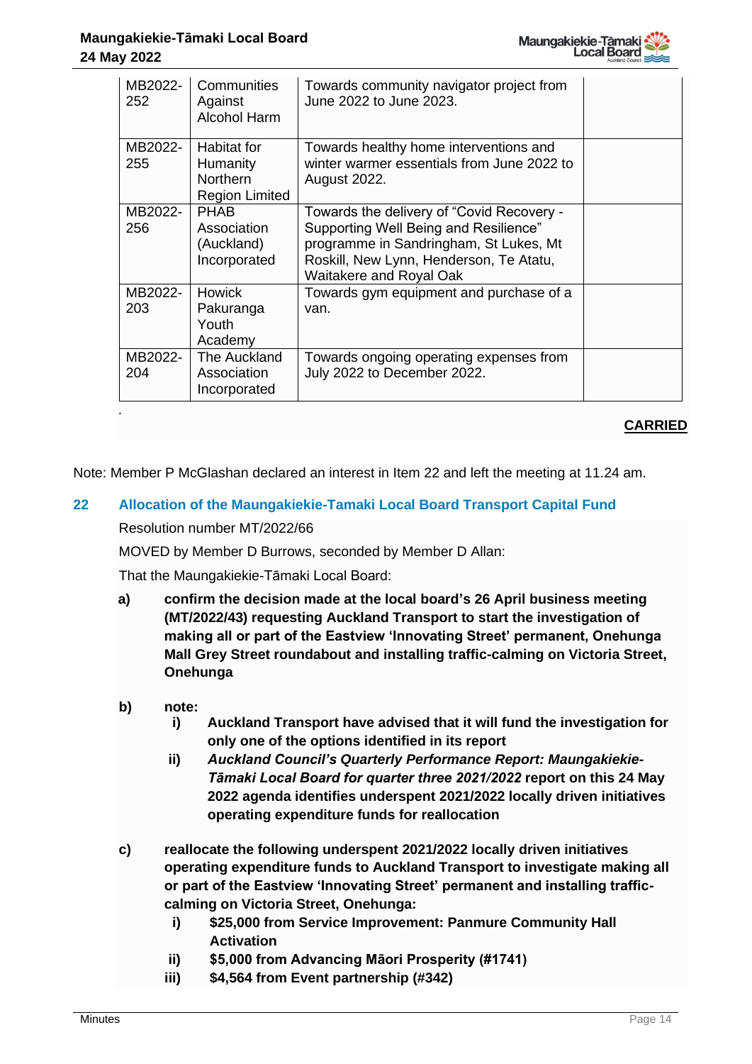| MB2022-252 | Communities Against Alcohol Harm | Towards community navigator project from June 2022 to June 2023. | |
|---|---|---|---|
| MB2022-255 | Habitat for Humanity Northern Region Limited | Towards healthy home interventions and winter warmer essentials from June 2022 to August 2022. | |
| MB2022-256 | PHAB Association (Auckland) Incorporated | Towards the delivery of "Covid Recovery - Supporting Well Being and Resilience" programme in Sandringham, St Lukes, Mt Roskill, New Lynn, Henderson, Te Atatu, Waitakere and Royal Oak | |
| MB2022-203 | Howick Pakuranga Youth Academy | Towards gym equipment and purchase of a van. | |
| MB2022-204 | The Auckland Association Incorporated | Towards ongoing operating expenses from July 2022 to December 2022. | |

.

**CARRIED**

Note: Member P McGlashan declared an interest in Item 22 and left the meeting at 11.24 am.

## 22 Allocation of the Maungakiekie-Tamaki Local Board Transport Capital Fund

Resolution number MT/2022/66

MOVED by Member D Burrows, seconded by Member D Allan:

That the Maungakiekie-Tāmaki Local Board:

a) **confirm the decision made at the local board's 26 April business meeting (MT/2022/43) requesting Auckland Transport to start the investigation of making all or part of the Eastview 'Innovating Street' permanent, Onehunga Mall Grey Street roundabout and installing traffic-calming on Victoria Street, Onehunga**

b) **note:**
   i) **Auckland Transport have advised that it will fund the investigation for only one of the options identified in its report**
   ii) ***Auckland Council's Quarterly Performance Report: Maungakiekie-Tāmaki Local Board for quarter three 2021/2022* report on this 24 May 2022 agenda identifies underspent 2021/2022 locally driven initiatives operating expenditure funds for reallocation**

c) **reallocate the following underspent 2021/2022 locally driven initiatives operating expenditure funds to Auckland Transport to investigate making all or part of the Eastview 'Innovating Street' permanent and installing traffic-calming on Victoria Street, Onehunga:**
   i) **$25,000 from Service Improvement: Panmure Community Hall Activation**
   ii) **$5,000 from Advancing Māori Prosperity (#1741)**
   iii) **$4,564 from Event partnership (#342)**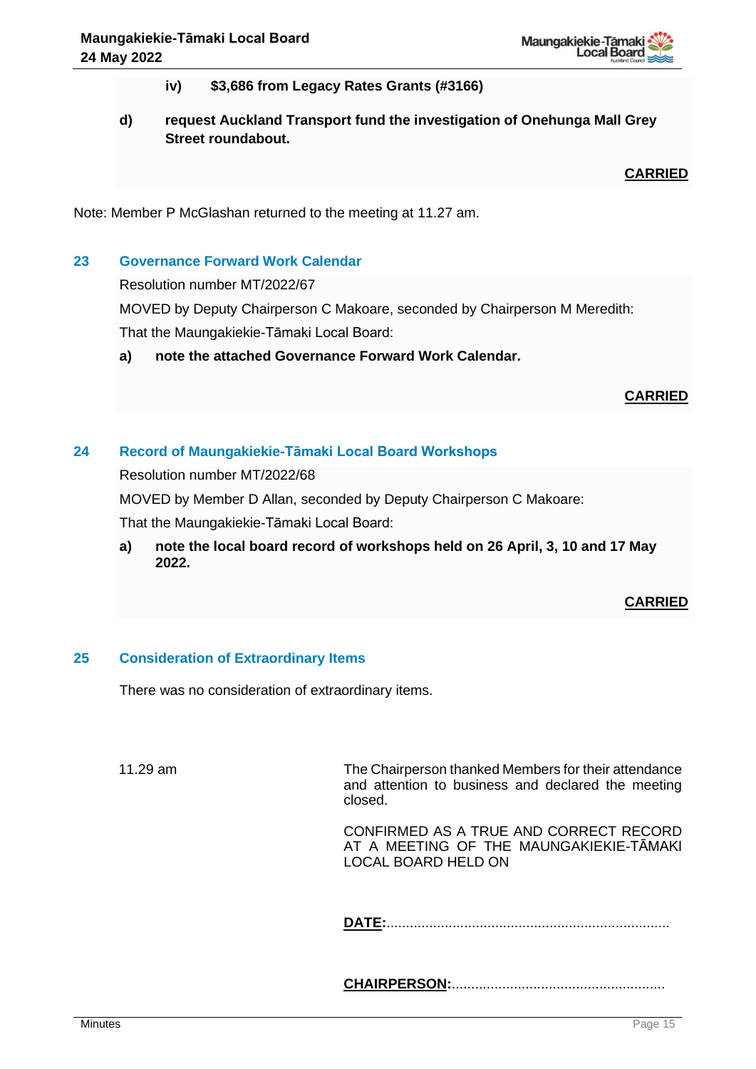**iv) $3,686 from Legacy Rates Grants (#3166)**

**d) request Auckland Transport fund the investigation of Onehunga Mall Grey Street roundabout.**

**CARRIED**

Note: Member P McGlashan returned to the meeting at 11.27 am.

## 23 Governance Forward Work Calendar

Resolution number MT/2022/67

MOVED by Deputy Chairperson C Makoare, seconded by Chairperson M Meredith:

That the Maungakiekie-Tāmaki Local Board:

**a) note the attached Governance Forward Work Calendar.**

**CARRIED**

## 24 Record of Maungakiekie-Tāmaki Local Board Workshops

Resolution number MT/2022/68

MOVED by Member D Allan, seconded by Deputy Chairperson C Makoare:

That the Maungakiekie-Tāmaki Local Board:

**a) note the local board record of workshops held on 26 April, 3, 10 and 17 May 2022.**

**CARRIED**

## 25 Consideration of Extraordinary Items

There was no consideration of extraordinary items.

11.29 am

The Chairperson thanked Members for their attendance and attention to business and declared the meeting closed.

CONFIRMED AS A TRUE AND CORRECT RECORD AT A MEETING OF THE MAUNGAKIEKIE-TĀMAKI LOCAL BOARD HELD ON

**DATE:**.........................................................................

**CHAIRPERSON:**.......................................................